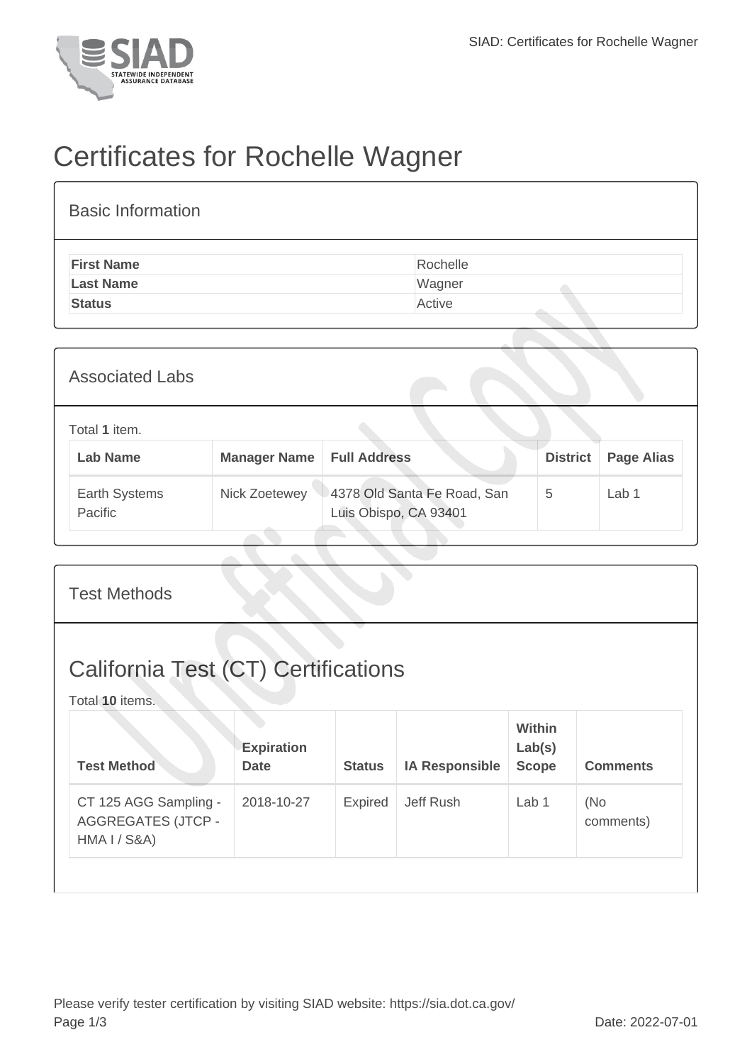# Certificates for Rochelle Wagner

## Basic Information

| | |
|---|---|
| **First Name** | Rochelle |
| **Last Name** | Wagner |
| **Status** | Active |

## Associated Labs

Total **1** item.

| Lab Name | Manager Name | Full Address | District | Page Alias |
|---|---|---|---|---|
| Earth Systems Pacific | Nick Zoetewey | 4378 Old Santa Fe Road, San Luis Obispo, CA 93401 | 5 | Lab 1 |

## Test Methods

## California Test (CT) Certifications

Total **10** items.

| Test Method | Expiration Date | Status | IA Responsible | Within Lab(s) Scope | Comments |
|---|---|---|---|---|---|
| CT 125 AGG Sampling - AGGREGATES (JTCP - HMA I / S&A) | 2018-10-27 | Expired | Jeff Rush | Lab 1 | (No comments) |

Please verify tester certification by visiting SIAD website: https://sia.dot.ca.gov/

Date: 2022-07-01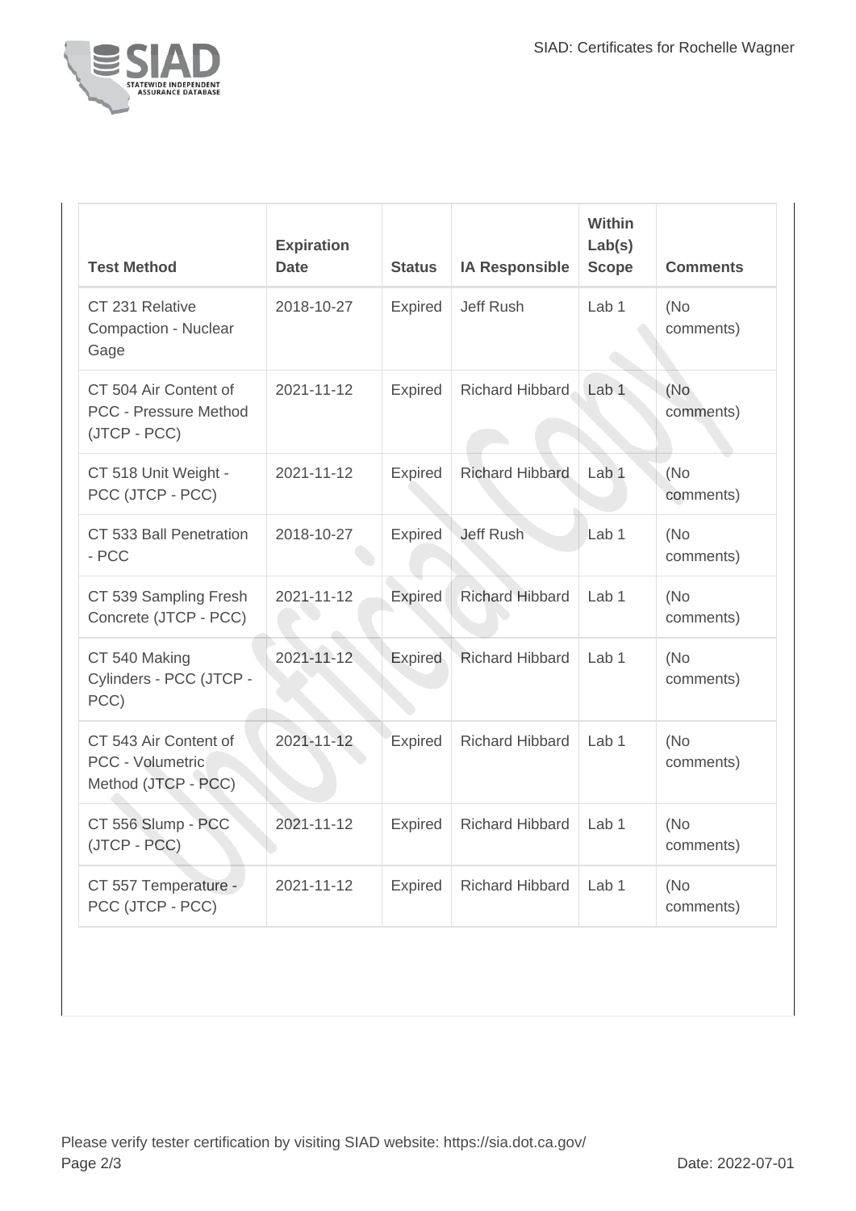| Test Method | Expiration Date | Status | IA Responsible | Within Lab(s) Scope | Comments |
|---|---|---|---|---|---|
| CT 231 Relative Compaction - Nuclear Gage | 2018-10-27 | Expired | Jeff Rush | Lab 1 | (No comments) |
| CT 504 Air Content of PCC - Pressure Method (JTCP - PCC) | 2021-11-12 | Expired | Richard Hibbard | Lab 1 | (No comments) |
| CT 518 Unit Weight - PCC (JTCP - PCC) | 2021-11-12 | Expired | Richard Hibbard | Lab 1 | (No comments) |
| CT 533 Ball Penetration - PCC | 2018-10-27 | Expired | Jeff Rush | Lab 1 | (No comments) |
| CT 539 Sampling Fresh Concrete (JTCP - PCC) | 2021-11-12 | Expired | Richard Hibbard | Lab 1 | (No comments) |
| CT 540 Making Cylinders - PCC (JTCP - PCC) | 2021-11-12 | Expired | Richard Hibbard | Lab 1 | (No comments) |
| CT 543 Air Content of PCC - Volumetric Method (JTCP - PCC) | 2021-11-12 | Expired | Richard Hibbard | Lab 1 | (No comments) |
| CT 556 Slump - PCC (JTCP - PCC) | 2021-11-12 | Expired | Richard Hibbard | Lab 1 | (No comments) |
| CT 557 Temperature - PCC (JTCP - PCC) | 2021-11-12 | Expired | Richard Hibbard | Lab 1 | (No comments) |

Please verify tester certification by visiting SIAD website: https://sia.dot.ca.gov/

Date: 2022-07-01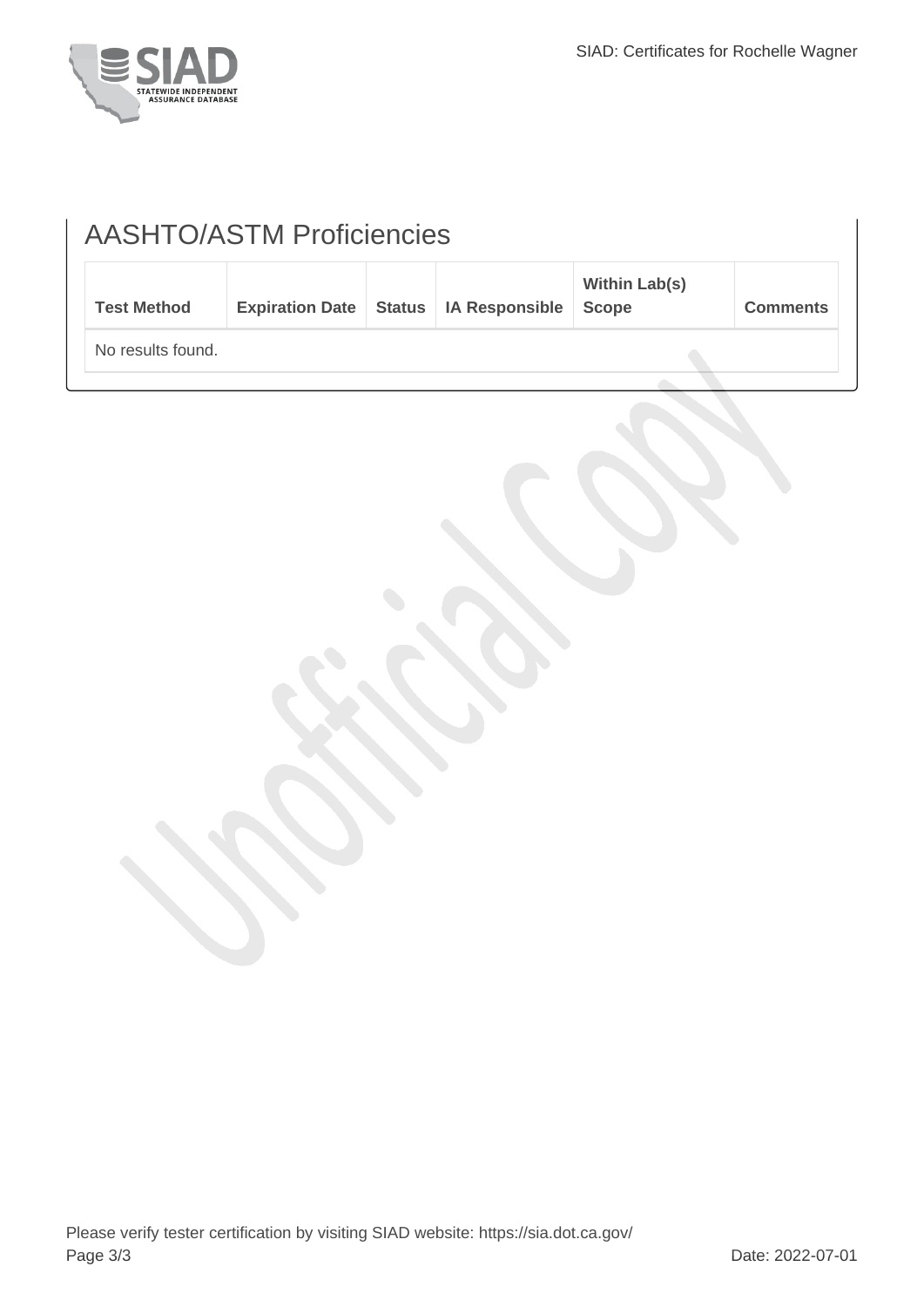## AASHTO/ASTM Proficiencies

| Test Method | Expiration Date | Status | IA Responsible | Within Lab(s) Scope | Comments |
|---|---|---|---|---|---|
| No results found. | | | | | |

Please verify tester certification by visiting SIAD website: https://sia.dot.ca.gov/

Date: 2022-07-01